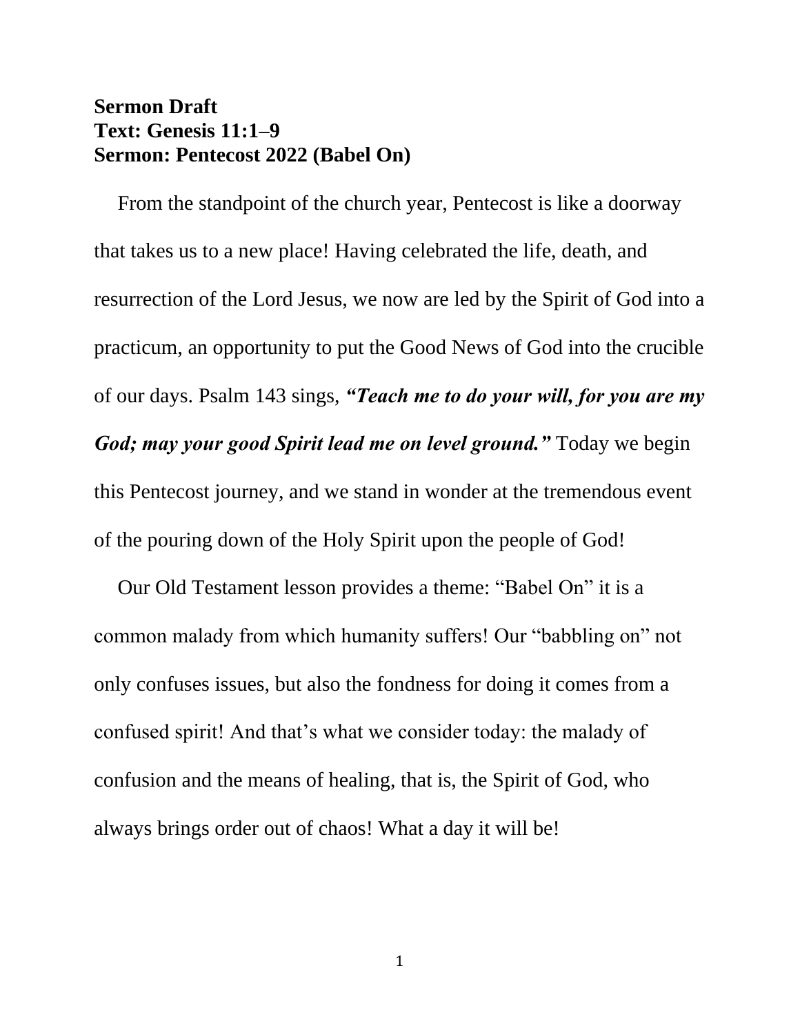**Sermon Draft**
**Text: Genesis 11:1–9**
**Sermon: Pentecost 2022 (Babel On)**

From the standpoint of the church year, Pentecost is like a doorway that takes us to a new place! Having celebrated the life, death, and resurrection of the Lord Jesus, we now are led by the Spirit of God into a practicum, an opportunity to put the Good News of God into the crucible of our days. Psalm 143 sings, ***"Teach me to do your will, for you are my God; may your good Spirit lead me on level ground."*** Today we begin this Pentecost journey, and we stand in wonder at the tremendous event of the pouring down of the Holy Spirit upon the people of God!

Our Old Testament lesson provides a theme: "Babel On" it is a common malady from which humanity suffers! Our "babbling on" not only confuses issues, but also the fondness for doing it comes from a confused spirit! And that's what we consider today: the malady of confusion and the means of healing, that is, the Spirit of God, who always brings order out of chaos! What a day it will be!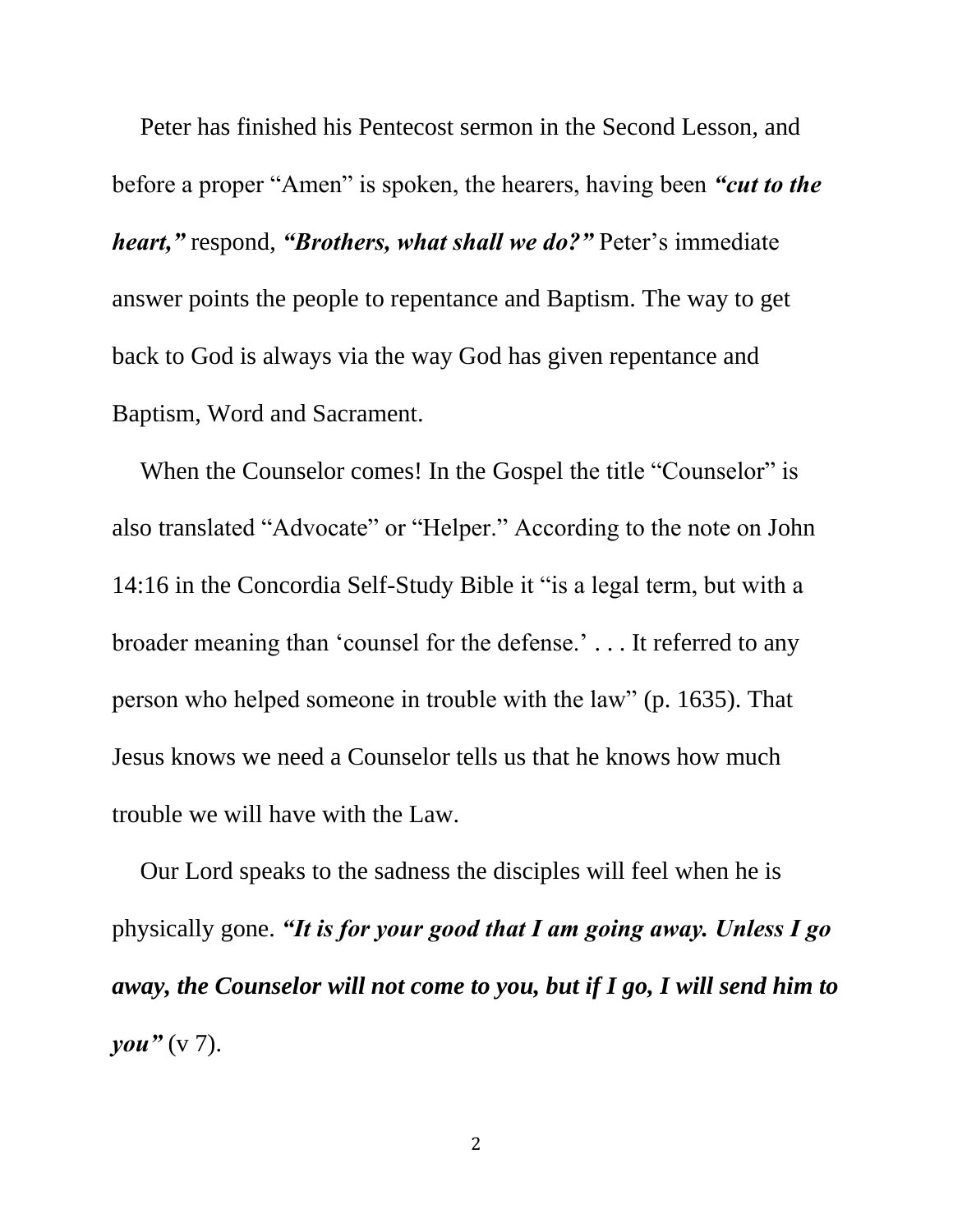Peter has finished his Pentecost sermon in the Second Lesson, and before a proper "Amen" is spoken, the hearers, having been ***"cut to the heart,"*** respond, ***"Brothers, what shall we do?"*** Peter's immediate answer points the people to repentance and Baptism. The way to get back to God is always via the way God has given repentance and Baptism, Word and Sacrament.

When the Counselor comes! In the Gospel the title "Counselor" is also translated "Advocate" or "Helper." According to the note on John 14:16 in the Concordia Self-Study Bible it "is a legal term, but with a broader meaning than 'counsel for the defense.' . . . It referred to any person who helped someone in trouble with the law" (p. 1635). That Jesus knows we need a Counselor tells us that he knows how much trouble we will have with the Law.

Our Lord speaks to the sadness the disciples will feel when he is physically gone. ***"It is for your good that I am going away. Unless I go away, the Counselor will not come to you, but if I go, I will send him to you"*** (v 7).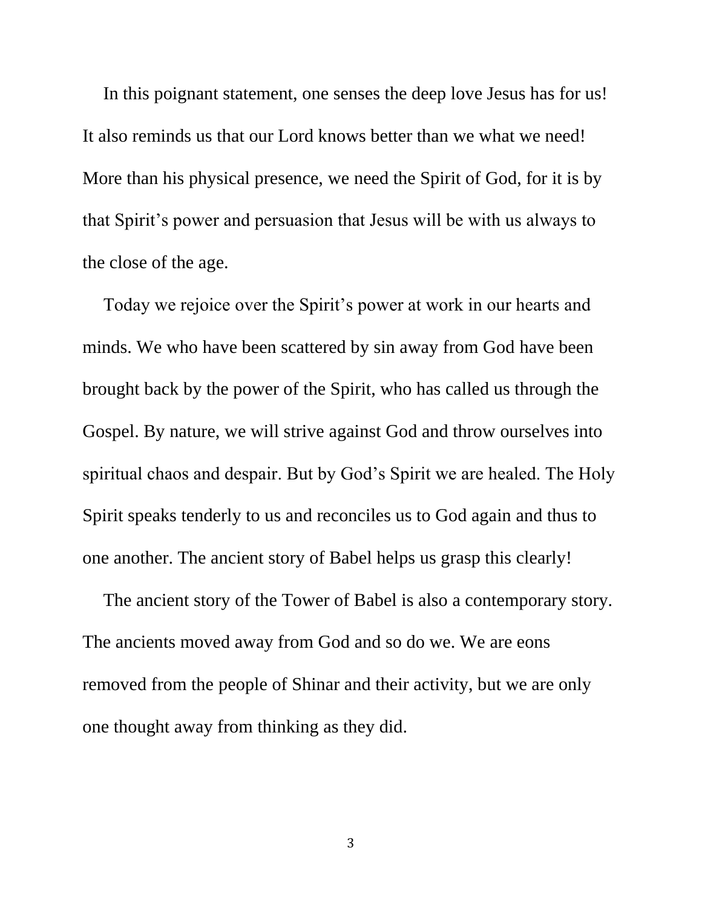In this poignant statement, one senses the deep love Jesus has for us! It also reminds us that our Lord knows better than we what we need! More than his physical presence, we need the Spirit of God, for it is by that Spirit's power and persuasion that Jesus will be with us always to the close of the age.

Today we rejoice over the Spirit's power at work in our hearts and minds. We who have been scattered by sin away from God have been brought back by the power of the Spirit, who has called us through the Gospel. By nature, we will strive against God and throw ourselves into spiritual chaos and despair. But by God's Spirit we are healed. The Holy Spirit speaks tenderly to us and reconciles us to God again and thus to one another. The ancient story of Babel helps us grasp this clearly!

The ancient story of the Tower of Babel is also a contemporary story. The ancients moved away from God and so do we. We are eons removed from the people of Shinar and their activity, but we are only one thought away from thinking as they did.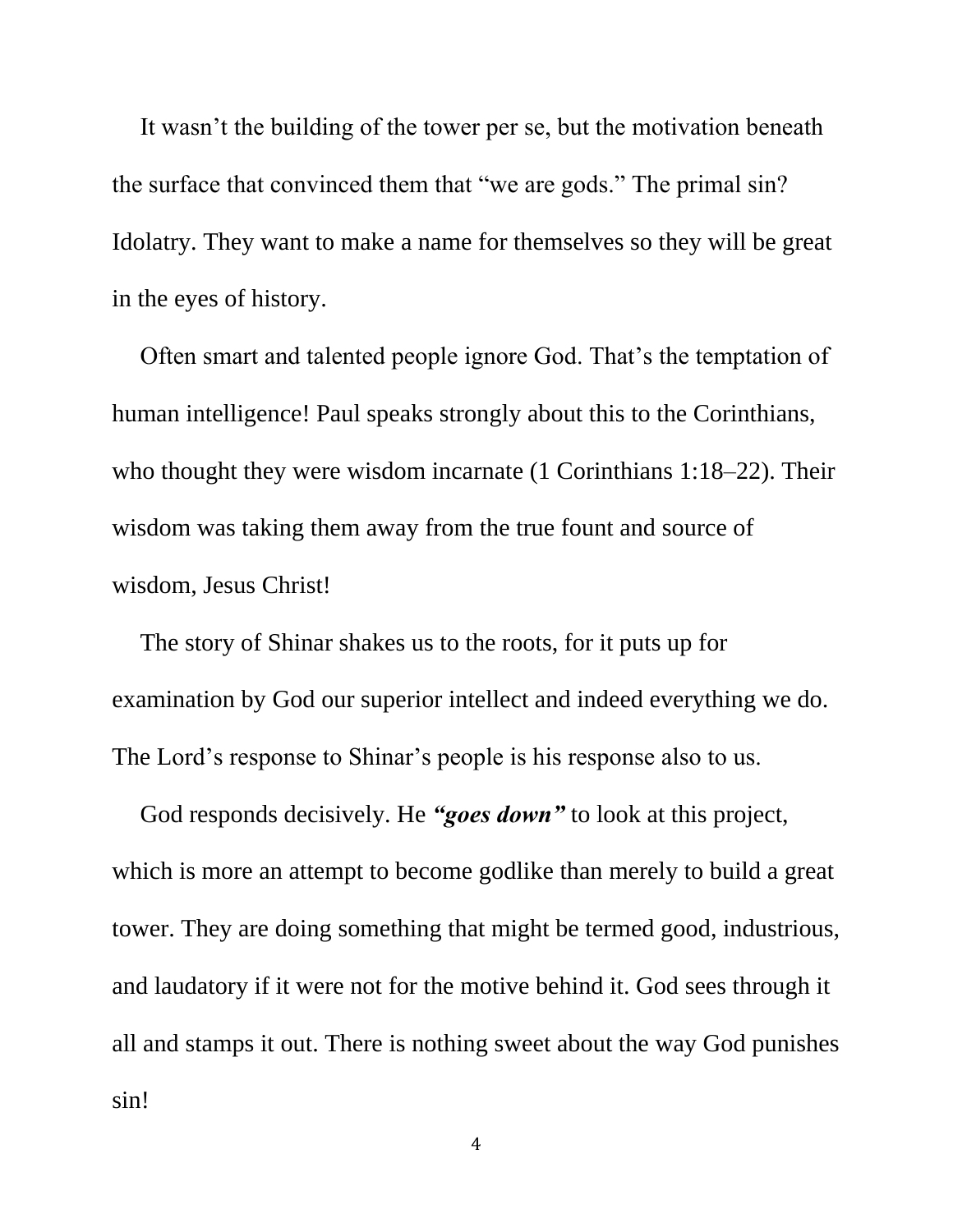It wasn't the building of the tower per se, but the motivation beneath the surface that convinced them that "we are gods." The primal sin? Idolatry. They want to make a name for themselves so they will be great in the eyes of history.

Often smart and talented people ignore God. That's the temptation of human intelligence! Paul speaks strongly about this to the Corinthians, who thought they were wisdom incarnate (1 Corinthians 1:18–22). Their wisdom was taking them away from the true fount and source of wisdom, Jesus Christ!

The story of Shinar shakes us to the roots, for it puts up for examination by God our superior intellect and indeed everything we do. The Lord's response to Shinar's people is his response also to us.

God responds decisively. He ***"goes down"*** to look at this project, which is more an attempt to become godlike than merely to build a great tower. They are doing something that might be termed good, industrious, and laudatory if it were not for the motive behind it. God sees through it all and stamps it out. There is nothing sweet about the way God punishes sin!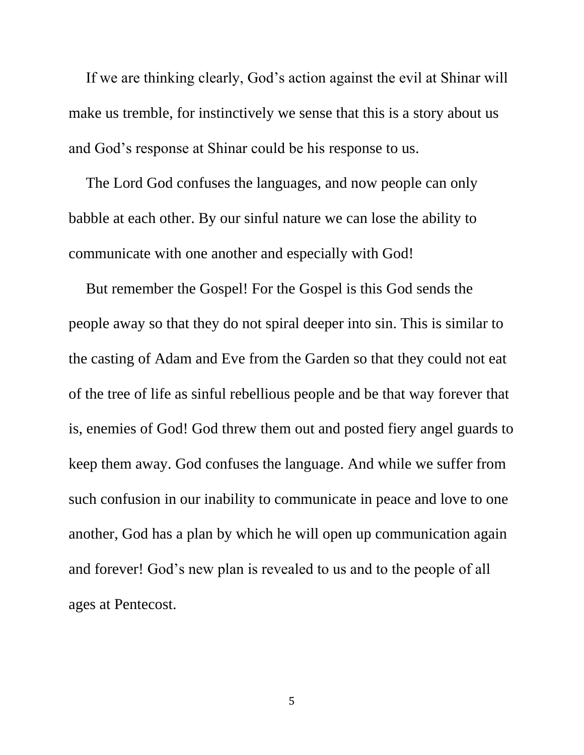If we are thinking clearly, God's action against the evil at Shinar will make us tremble, for instinctively we sense that this is a story about us and God's response at Shinar could be his response to us.

The Lord God confuses the languages, and now people can only babble at each other. By our sinful nature we can lose the ability to communicate with one another and especially with God!

But remember the Gospel! For the Gospel is this God sends the people away so that they do not spiral deeper into sin. This is similar to the casting of Adam and Eve from the Garden so that they could not eat of the tree of life as sinful rebellious people and be that way forever that is, enemies of God! God threw them out and posted fiery angel guards to keep them away. God confuses the language. And while we suffer from such confusion in our inability to communicate in peace and love to one another, God has a plan by which he will open up communication again and forever! God's new plan is revealed to us and to the people of all ages at Pentecost.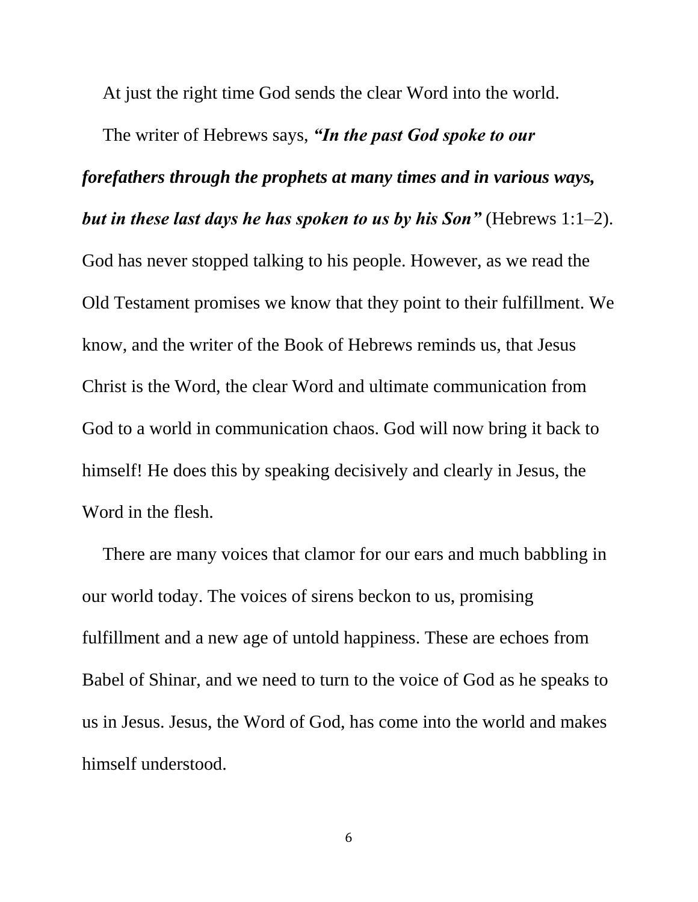At just the right time God sends the clear Word into the world.

The writer of Hebrews says, ***"In the past God spoke to our forefathers through the prophets at many times and in various ways, but in these last days he has spoken to us by his Son"*** (Hebrews 1:1–2). God has never stopped talking to his people. However, as we read the Old Testament promises we know that they point to their fulfillment. We know, and the writer of the Book of Hebrews reminds us, that Jesus Christ is the Word, the clear Word and ultimate communication from God to a world in communication chaos. God will now bring it back to himself! He does this by speaking decisively and clearly in Jesus, the Word in the flesh.

There are many voices that clamor for our ears and much babbling in our world today. The voices of sirens beckon to us, promising fulfillment and a new age of untold happiness. These are echoes from Babel of Shinar, and we need to turn to the voice of God as he speaks to us in Jesus. Jesus, the Word of God, has come into the world and makes himself understood.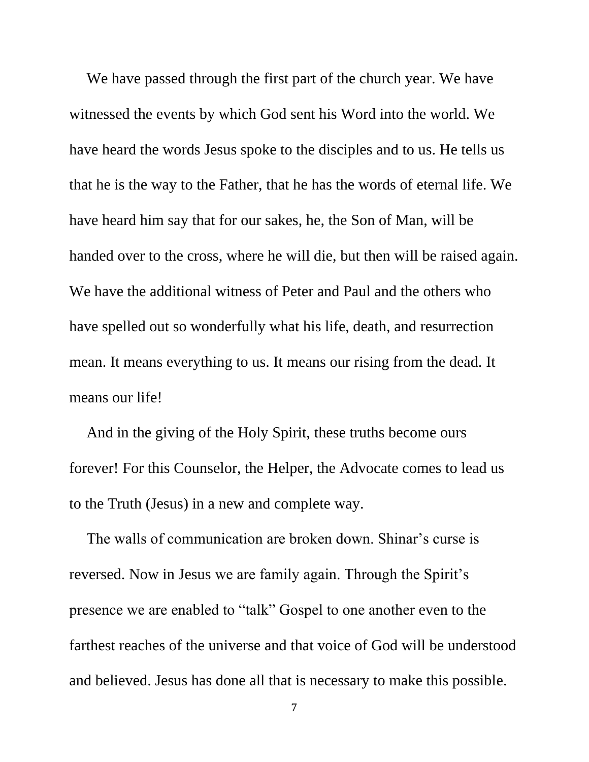We have passed through the first part of the church year. We have witnessed the events by which God sent his Word into the world. We have heard the words Jesus spoke to the disciples and to us. He tells us that he is the way to the Father, that he has the words of eternal life. We have heard him say that for our sakes, he, the Son of Man, will be handed over to the cross, where he will die, but then will be raised again. We have the additional witness of Peter and Paul and the others who have spelled out so wonderfully what his life, death, and resurrection mean. It means everything to us. It means our rising from the dead. It means our life!

And in the giving of the Holy Spirit, these truths become ours forever! For this Counselor, the Helper, the Advocate comes to lead us to the Truth (Jesus) in a new and complete way.

The walls of communication are broken down. Shinar's curse is reversed. Now in Jesus we are family again. Through the Spirit's presence we are enabled to "talk" Gospel to one another even to the farthest reaches of the universe and that voice of God will be understood and believed. Jesus has done all that is necessary to make this possible.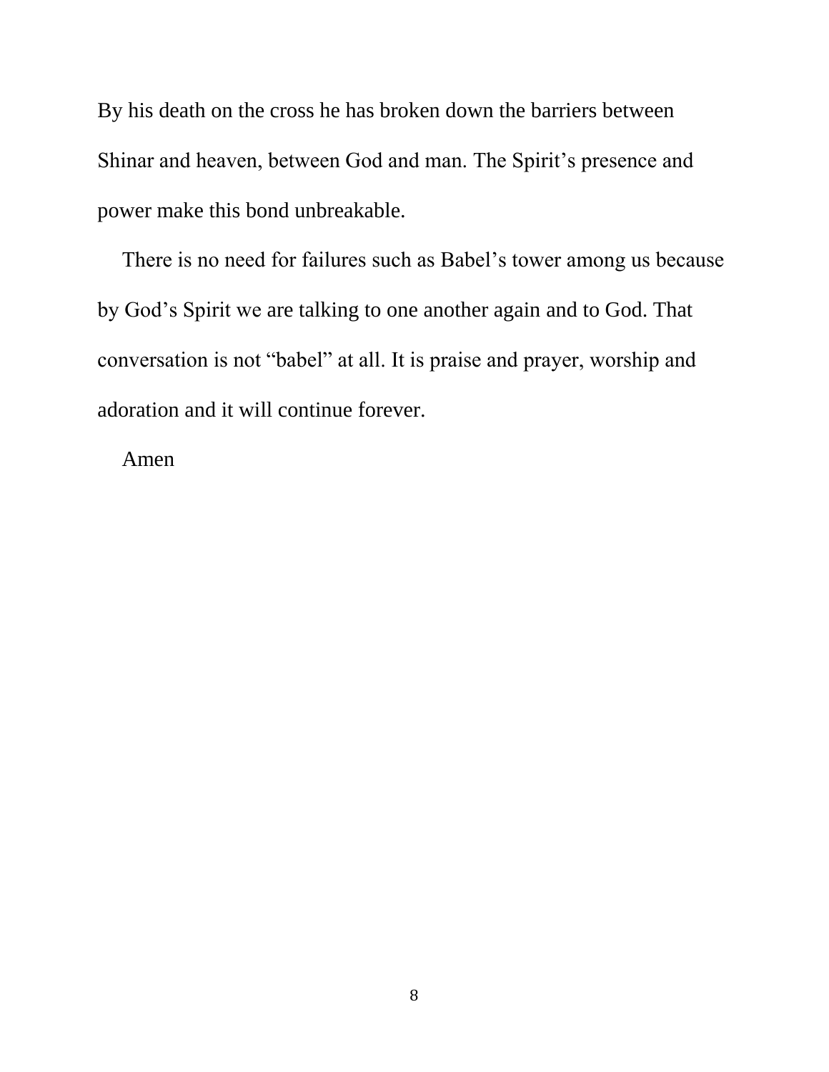By his death on the cross he has broken down the barriers between Shinar and heaven, between God and man. The Spirit's presence and power make this bond unbreakable.

There is no need for failures such as Babel's tower among us because by God's Spirit we are talking to one another again and to God. That conversation is not "babel" at all. It is praise and prayer, worship and adoration and it will continue forever.

Amen